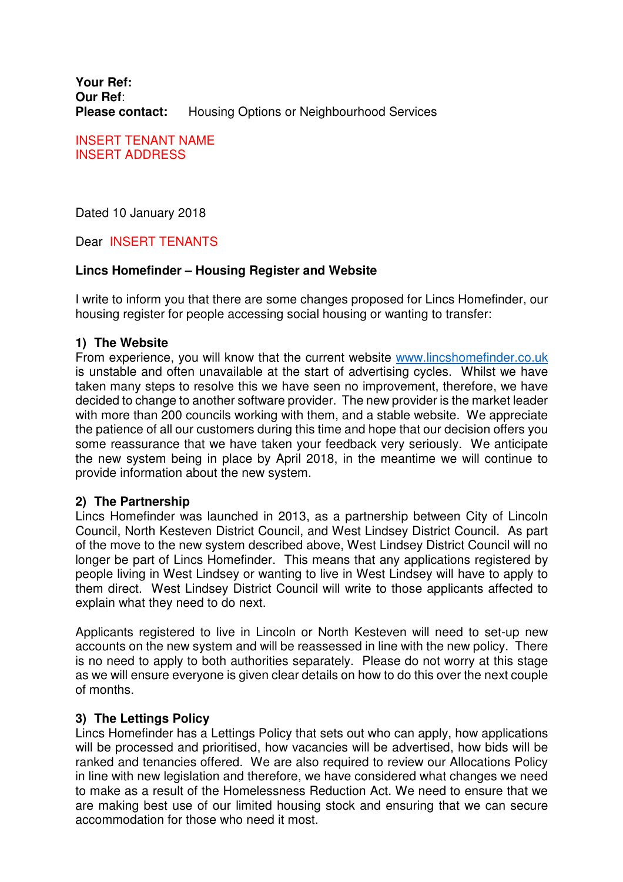**Your Ref:**
**Our Ref**:
**Please contact:** Housing Options or Neighbourhood Services

INSERT TENANT NAME
INSERT ADDRESS

Dated 10 January 2018

Dear INSERT TENANTS

**Lincs Homefinder – Housing Register and Website**

I write to inform you that there are some changes proposed for Lincs Homefinder, our housing register for people accessing social housing or wanting to transfer:

**1) The Website**

From experience, you will know that the current website www.lincshomefinder.co.uk is unstable and often unavailable at the start of advertising cycles. Whilst we have taken many steps to resolve this we have seen no improvement, therefore, we have decided to change to another software provider. The new provider is the market leader with more than 200 councils working with them, and a stable website. We appreciate the patience of all our customers during this time and hope that our decision offers you some reassurance that we have taken your feedback very seriously. We anticipate the new system being in place by April 2018, in the meantime we will continue to provide information about the new system.

**2) The Partnership**

Lincs Homefinder was launched in 2013, as a partnership between City of Lincoln Council, North Kesteven District Council, and West Lindsey District Council. As part of the move to the new system described above, West Lindsey District Council will no longer be part of Lincs Homefinder. This means that any applications registered by people living in West Lindsey or wanting to live in West Lindsey will have to apply to them direct. West Lindsey District Council will write to those applicants affected to explain what they need to do next.

Applicants registered to live in Lincoln or North Kesteven will need to set-up new accounts on the new system and will be reassessed in line with the new policy. There is no need to apply to both authorities separately. Please do not worry at this stage as we will ensure everyone is given clear details on how to do this over the next couple of months.

**3) The Lettings Policy**

Lincs Homefinder has a Lettings Policy that sets out who can apply, how applications will be processed and prioritised, how vacancies will be advertised, how bids will be ranked and tenancies offered. We are also required to review our Allocations Policy in line with new legislation and therefore, we have considered what changes we need to make as a result of the Homelessness Reduction Act. We need to ensure that we are making best use of our limited housing stock and ensuring that we can secure accommodation for those who need it most.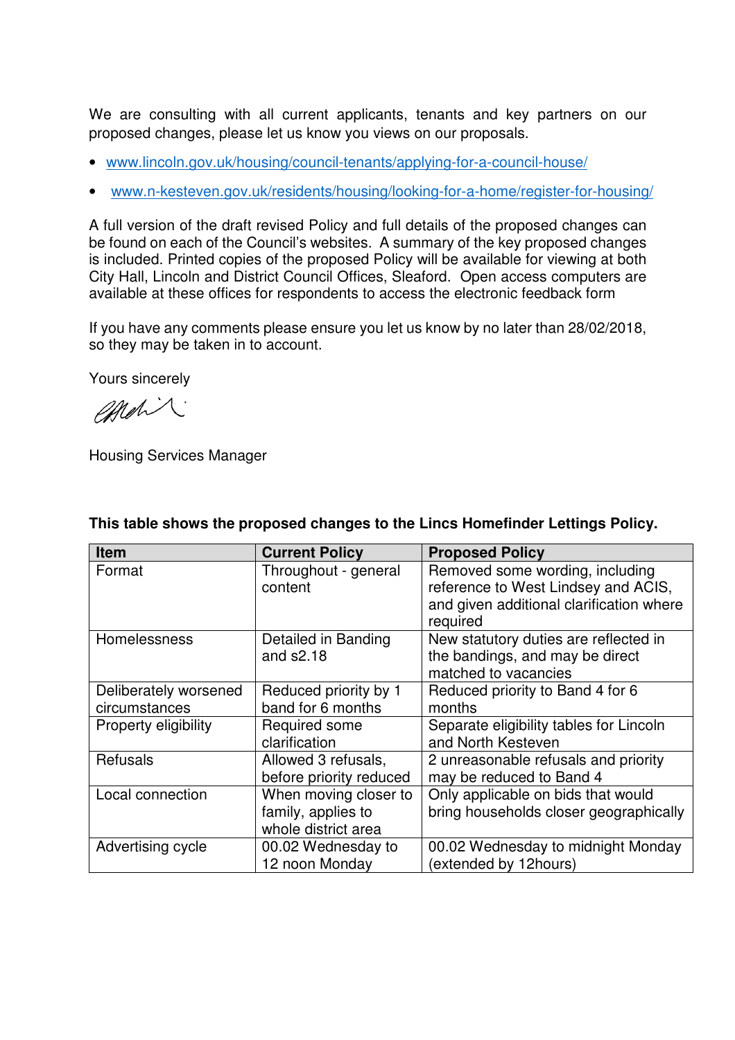We are consulting with all current applicants, tenants and key partners on our proposed changes, please let us know you views on our proposals.

- www.lincoln.gov.uk/housing/council-tenants/applying-for-a-council-house/
- www.n-kesteven.gov.uk/residents/housing/looking-for-a-home/register-for-housing/

A full version of the draft revised Policy and full details of the proposed changes can be found on each of the Council's websites. A summary of the key proposed changes is included. Printed copies of the proposed Policy will be available for viewing at both City Hall, Lincoln and District Council Offices, Sleaford. Open access computers are available at these offices for respondents to access the electronic feedback form

If you have any comments please ensure you let us know by no later than 28/02/2018, so they may be taken in to account.

Yours sincerely

Housing Services Manager

**This table shows the proposed changes to the Lincs Homefinder Lettings Policy.**

| Item | Current Policy | Proposed Policy |
|---|---|---|
| Format | Throughout - general content | Removed some wording, including reference to West Lindsey and ACIS, and given additional clarification where required |
| Homelessness | Detailed in Banding and s2.18 | New statutory duties are reflected in the bandings, and may be direct matched to vacancies |
| Deliberately worsened circumstances | Reduced priority by 1 band for 6 months | Reduced priority to Band 4 for 6 months |
| Property eligibility | Required some clarification | Separate eligibility tables for Lincoln and North Kesteven |
| Refusals | Allowed 3 refusals, before priority reduced | 2 unreasonable refusals and priority may be reduced to Band 4 |
| Local connection | When moving closer to family, applies to whole district area | Only applicable on bids that would bring households closer geographically |
| Advertising cycle | 00.02 Wednesday to 12 noon Monday | 00.02 Wednesday to midnight Monday (extended by 12hours) |